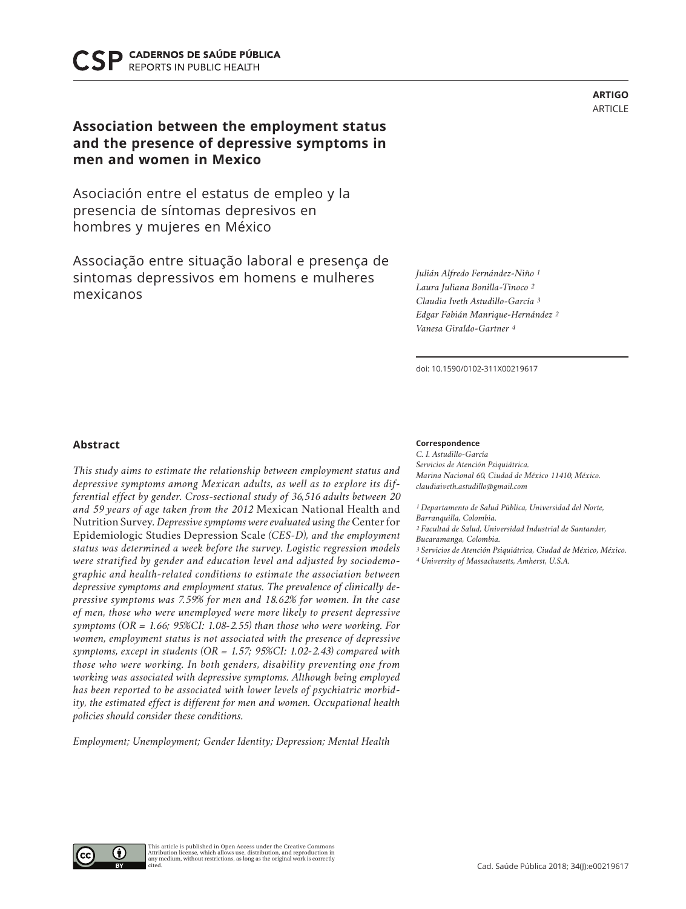ARTIGO
ARTICLE

# Association between the employment status and the presence of depressive symptoms in men and women in Mexico

Asociación entre el estatus de empleo y la presencia de síntomas depresivos en hombres y mujeres en México

Associação entre situação laboral e presença de sintomas depressivos em homens e mulheres mexicanos

*Julián Alfredo Fernández-Niño* [1]
*Laura Juliana Bonilla-Tinoco* [2]
*Claudia Iveth Astudillo-García* [3]
*Edgar Fabián Manrique-Hernández* [2]
*Vanesa Giraldo-Gartner* [4]

doi: 10.1590/0102-311X00219617

## Abstract

*This study aims to estimate the relationship between employment status and depressive symptoms among Mexican adults, as well as to explore its differential effect by gender. Cross-sectional study of 36,516 adults between 20 and 59 years of age taken from the 2012* Mexican National Health and Nutrition Survey. *Depressive symptoms were evaluated using the* Center for Epidemiologic Studies Depression Scale *(CES-D), and the employment status was determined a week before the survey. Logistic regression models were stratified by gender and education level and adjusted by sociodemographic and health-related conditions to estimate the association between depressive symptoms and employment status. The prevalence of clinically depressive symptoms was 7.59% for men and 18.62% for women. In the case of men, those who were unemployed were more likely to present depressive symptoms (OR = 1.66; 95%CI: 1.08-2.55) than those who were working. For women, employment status is not associated with the presence of depressive symptoms, except in students (OR = 1.57; 95%CI: 1.02-2.43) compared with those who were working. In both genders, disability preventing one from working was associated with depressive symptoms. Although being employed has been reported to be associated with lower levels of psychiatric morbidity, the estimated effect is different for men and women. Occupational health policies should consider these conditions.*

*Employment; Unemployment; Gender Identity; Depression; Mental Health*

**Correspondence**
*C. I. Astudillo-García*
*Servicios de Atención Psiquiátrica.*
*Marina Nacional 60, Ciudad de México 11410, México.*
*claudiaiveth.astudillo@gmail.com*

[1] *Departamento de Salud Pública, Universidad del Norte, Barranquilla, Colombia.*
[2] *Facultad de Salud, Universidad Industrial de Santander, Bucaramanga, Colombia.*
[3] *Servicios de Atención Psiquiátrica, Ciudad de México, México.*
[4] *University of Massachusetts, Amherst, U.S.A.*

This article is published in Open Access under the Creative Commons Attribution license, which allows use, distribution, and reproduction in any medium, without restrictions, as long as the original work is correctly cited.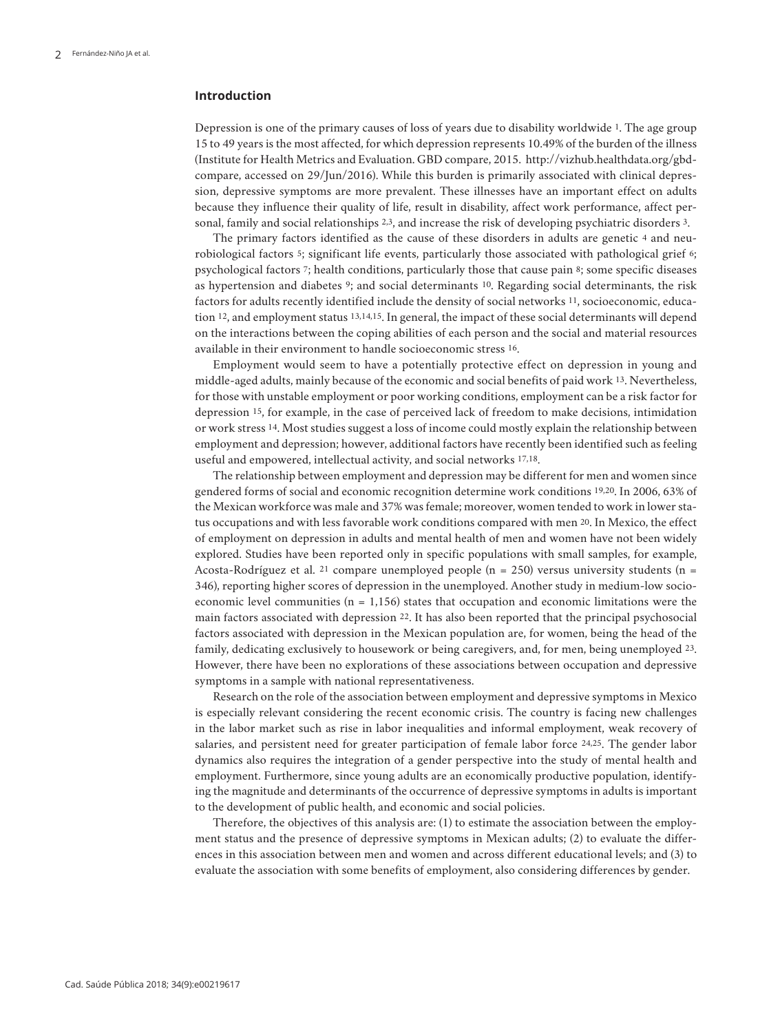## Introduction

Depression is one of the primary causes of loss of years due to disability worldwide [1]. The age group 15 to 49 years is the most affected, for which depression represents 10.49% of the burden of the illness (Institute for Health Metrics and Evaluation. GBD compare, 2015. http://vizhub.healthdata.org/gbd-compare, accessed on 29/Jun/2016). While this burden is primarily associated with clinical depression, depressive symptoms are more prevalent. These illnesses have an important effect on adults because they influence their quality of life, result in disability, affect work performance, affect personal, family and social relationships [2,3], and increase the risk of developing psychiatric disorders [3].

The primary factors identified as the cause of these disorders in adults are genetic [4] and neurobiological factors [5]; significant life events, particularly those associated with pathological grief [6]; psychological factors [7]; health conditions, particularly those that cause pain [8]; some specific diseases as hypertension and diabetes [9]; and social determinants [10]. Regarding social determinants, the risk factors for adults recently identified include the density of social networks [11], socioeconomic, education [12], and employment status [13,14,15]. In general, the impact of these social determinants will depend on the interactions between the coping abilities of each person and the social and material resources available in their environment to handle socioeconomic stress [16].

Employment would seem to have a potentially protective effect on depression in young and middle-aged adults, mainly because of the economic and social benefits of paid work [13]. Nevertheless, for those with unstable employment or poor working conditions, employment can be a risk factor for depression [15], for example, in the case of perceived lack of freedom to make decisions, intimidation or work stress [14]. Most studies suggest a loss of income could mostly explain the relationship between employment and depression; however, additional factors have recently been identified such as feeling useful and empowered, intellectual activity, and social networks [17,18].

The relationship between employment and depression may be different for men and women since gendered forms of social and economic recognition determine work conditions [19,20]. In 2006, 63% of the Mexican workforce was male and 37% was female; moreover, women tended to work in lower status occupations and with less favorable work conditions compared with men [20]. In Mexico, the effect of employment on depression in adults and mental health of men and women have not been widely explored. Studies have been reported only in specific populations with small samples, for example, Acosta-Rodríguez et al. [21] compare unemployed people (n = 250) versus university students (n = 346), reporting higher scores of depression in the unemployed. Another study in medium-low socioeconomic level communities (n = 1,156) states that occupation and economic limitations were the main factors associated with depression [22]. It has also been reported that the principal psychosocial factors associated with depression in the Mexican population are, for women, being the head of the family, dedicating exclusively to housework or being caregivers, and, for men, being unemployed [23]. However, there have been no explorations of these associations between occupation and depressive symptoms in a sample with national representativeness.

Research on the role of the association between employment and depressive symptoms in Mexico is especially relevant considering the recent economic crisis. The country is facing new challenges in the labor market such as rise in labor inequalities and informal employment, weak recovery of salaries, and persistent need for greater participation of female labor force [24,25]. The gender labor dynamics also requires the integration of a gender perspective into the study of mental health and employment. Furthermore, since young adults are an economically productive population, identifying the magnitude and determinants of the occurrence of depressive symptoms in adults is important to the development of public health, and economic and social policies.

Therefore, the objectives of this analysis are: (1) to estimate the association between the employment status and the presence of depressive symptoms in Mexican adults; (2) to evaluate the differences in this association between men and women and across different educational levels; and (3) to evaluate the association with some benefits of employment, also considering differences by gender.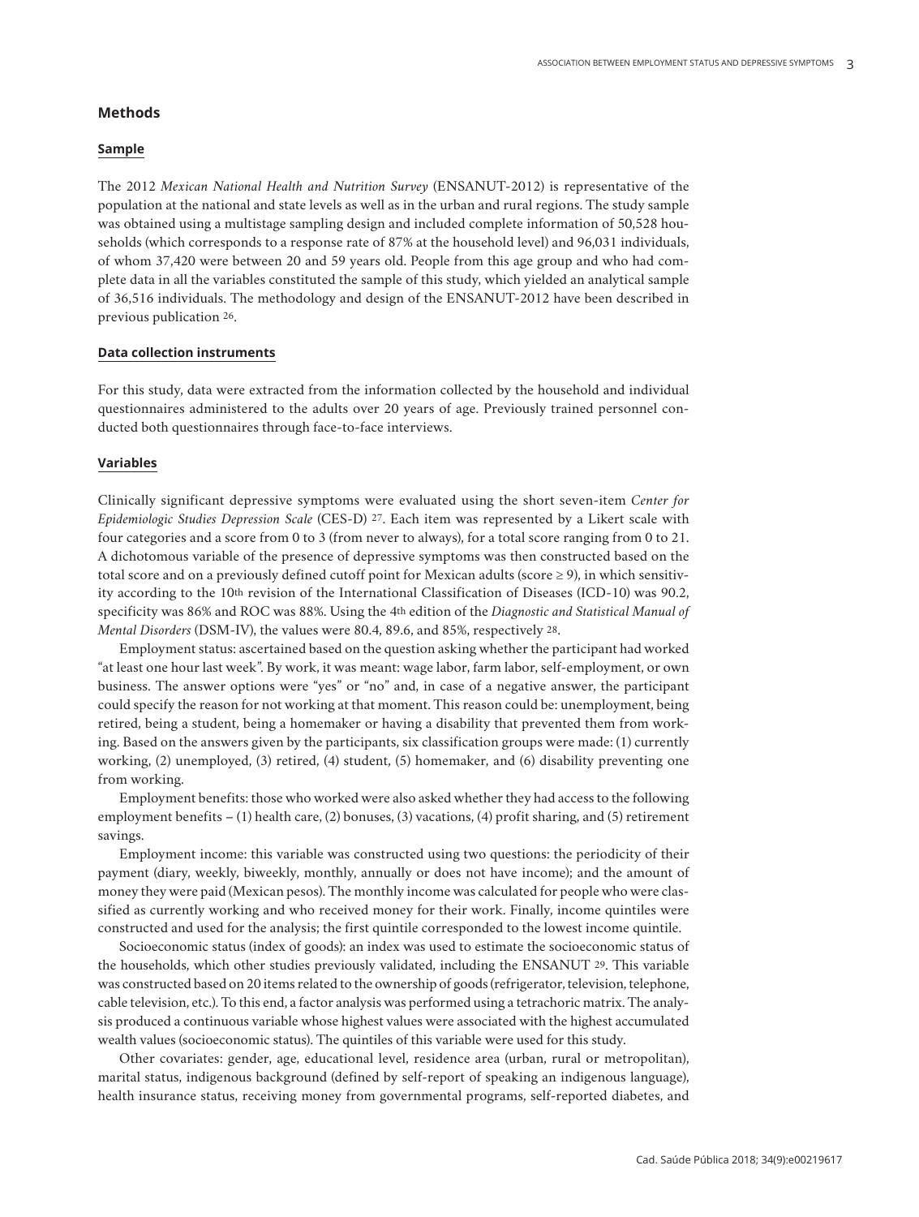## Methods

### Sample

The 2012 *Mexican National Health and Nutrition Survey* (ENSANUT-2012) is representative of the population at the national and state levels as well as in the urban and rural regions. The study sample was obtained using a multistage sampling design and included complete information of 50,528 households (which corresponds to a response rate of 87% at the household level) and 96,031 individuals, of whom 37,420 were between 20 and 59 years old. People from this age group and who had complete data in all the variables constituted the sample of this study, which yielded an analytical sample of 36,516 individuals. The methodology and design of the ENSANUT-2012 have been described in previous publication [26].

### Data collection instruments

For this study, data were extracted from the information collected by the household and individual questionnaires administered to the adults over 20 years of age. Previously trained personnel conducted both questionnaires through face-to-face interviews.

### Variables

Clinically significant depressive symptoms were evaluated using the short seven-item *Center for Epidemiologic Studies Depression Scale* (CES-D) [27]. Each item was represented by a Likert scale with four categories and a score from 0 to 3 (from never to always), for a total score ranging from 0 to 21. A dichotomous variable of the presence of depressive symptoms was then constructed based on the total score and on a previously defined cutoff point for Mexican adults (score ≥ 9), in which sensitivity according to the 10th revision of the International Classification of Diseases (ICD-10) was 90.2, specificity was 86% and ROC was 88%. Using the 4th edition of the *Diagnostic and Statistical Manual of Mental Disorders* (DSM-IV), the values were 80.4, 89.6, and 85%, respectively [28].

Employment status: ascertained based on the question asking whether the participant had worked "at least one hour last week". By work, it was meant: wage labor, farm labor, self-employment, or own business. The answer options were "yes" or "no" and, in case of a negative answer, the participant could specify the reason for not working at that moment. This reason could be: unemployment, being retired, being a student, being a homemaker or having a disability that prevented them from working. Based on the answers given by the participants, six classification groups were made: (1) currently working, (2) unemployed, (3) retired, (4) student, (5) homemaker, and (6) disability preventing one from working.

Employment benefits: those who worked were also asked whether they had access to the following employment benefits – (1) health care, (2) bonuses, (3) vacations, (4) profit sharing, and (5) retirement savings.

Employment income: this variable was constructed using two questions: the periodicity of their payment (diary, weekly, biweekly, monthly, annually or does not have income); and the amount of money they were paid (Mexican pesos). The monthly income was calculated for people who were classified as currently working and who received money for their work. Finally, income quintiles were constructed and used for the analysis; the first quintile corresponded to the lowest income quintile.

Socioeconomic status (index of goods): an index was used to estimate the socioeconomic status of the households, which other studies previously validated, including the ENSANUT [29]. This variable was constructed based on 20 items related to the ownership of goods (refrigerator, television, telephone, cable television, etc.). To this end, a factor analysis was performed using a tetrachoric matrix. The analysis produced a continuous variable whose highest values were associated with the highest accumulated wealth values (socioeconomic status). The quintiles of this variable were used for this study.

Other covariates: gender, age, educational level, residence area (urban, rural or metropolitan), marital status, indigenous background (defined by self-report of speaking an indigenous language), health insurance status, receiving money from governmental programs, self-reported diabetes, and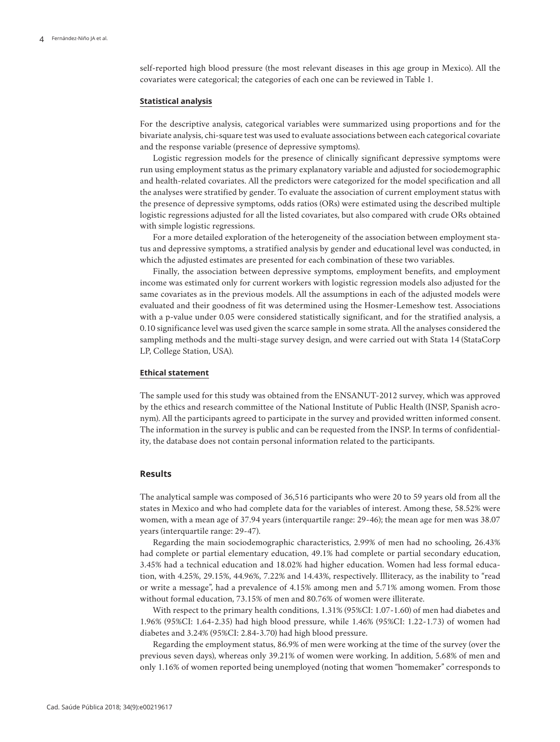self-reported high blood pressure (the most relevant diseases in this age group in Mexico). All the covariates were categorical; the categories of each one can be reviewed in Table 1.

### Statistical analysis

For the descriptive analysis, categorical variables were summarized using proportions and for the bivariate analysis, chi-square test was used to evaluate associations between each categorical covariate and the response variable (presence of depressive symptoms).

Logistic regression models for the presence of clinically significant depressive symptoms were run using employment status as the primary explanatory variable and adjusted for sociodemographic and health-related covariates. All the predictors were categorized for the model specification and all the analyses were stratified by gender. To evaluate the association of current employment status with the presence of depressive symptoms, odds ratios (ORs) were estimated using the described multiple logistic regressions adjusted for all the listed covariates, but also compared with crude ORs obtained with simple logistic regressions.

For a more detailed exploration of the heterogeneity of the association between employment status and depressive symptoms, a stratified analysis by gender and educational level was conducted, in which the adjusted estimates are presented for each combination of these two variables.

Finally, the association between depressive symptoms, employment benefits, and employment income was estimated only for current workers with logistic regression models also adjusted for the same covariates as in the previous models. All the assumptions in each of the adjusted models were evaluated and their goodness of fit was determined using the Hosmer-Lemeshow test. Associations with a p-value under 0.05 were considered statistically significant, and for the stratified analysis, a 0.10 significance level was used given the scarce sample in some strata. All the analyses considered the sampling methods and the multi-stage survey design, and were carried out with Stata 14 (StataCorp LP, College Station, USA).

### Ethical statement

The sample used for this study was obtained from the ENSANUT-2012 survey, which was approved by the ethics and research committee of the National Institute of Public Health (INSP, Spanish acronym). All the participants agreed to participate in the survey and provided written informed consent. The information in the survey is public and can be requested from the INSP. In terms of confidentiality, the database does not contain personal information related to the participants.

## Results

The analytical sample was composed of 36,516 participants who were 20 to 59 years old from all the states in Mexico and who had complete data for the variables of interest. Among these, 58.52% were women, with a mean age of 37.94 years (interquartile range: 29-46); the mean age for men was 38.07 years (interquartile range: 29-47).

Regarding the main sociodemographic characteristics, 2.99% of men had no schooling, 26.43% had complete or partial elementary education, 49.1% had complete or partial secondary education, 3.45% had a technical education and 18.02% had higher education. Women had less formal education, with 4.25%, 29.15%, 44.96%, 7.22% and 14.43%, respectively. Illiteracy, as the inability to "read or write a message", had a prevalence of 4.15% among men and 5.71% among women. From those without formal education, 73.15% of men and 80.76% of women were illiterate.

With respect to the primary health conditions, 1.31% (95%CI: 1.07-1.60) of men had diabetes and 1.96% (95%CI: 1.64-2.35) had high blood pressure, while 1.46% (95%CI: 1.22-1.73) of women had diabetes and 3.24% (95%CI: 2.84-3.70) had high blood pressure.

Regarding the employment status, 86.9% of men were working at the time of the survey (over the previous seven days), whereas only 39.21% of women were working. In addition, 5.68% of men and only 1.16% of women reported being unemployed (noting that women "homemaker" corresponds to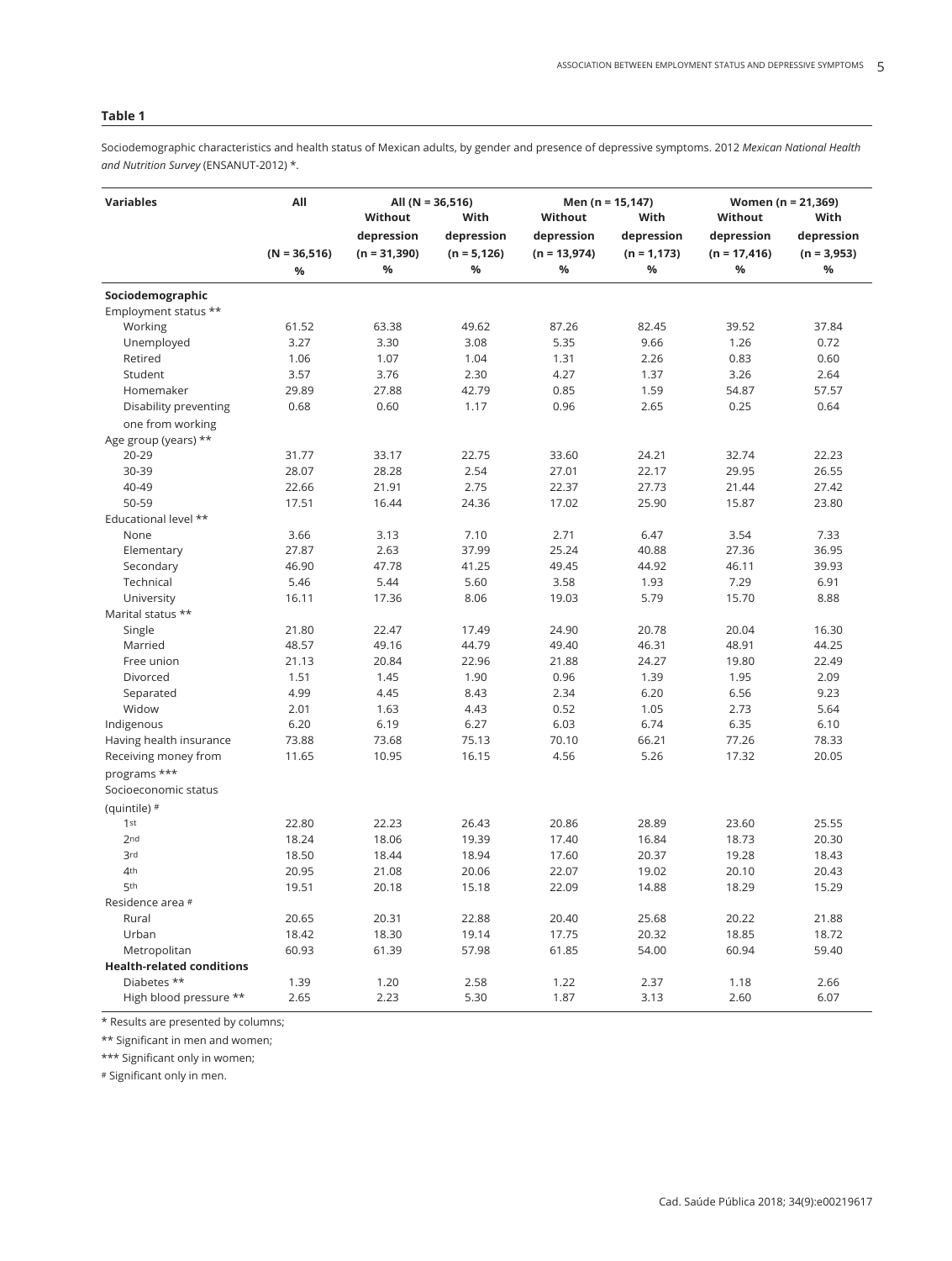**Table 1**

Sociodemographic characteristics and health status of Mexican adults, by gender and presence of depressive symptoms. 2012 *Mexican National Health and Nutrition Survey* (ENSANUT-2012) *.

| Variables | All | All (N = 36,516) | | Men (n = 15,147) | | Women (n = 21,369) | |
|---|---|---|---|---|---|---|---|
| | | Without depression | With depression | Without depression | With depression | Without depression | With depression |
| | (N = 36,516) | (n = 31,390) | (n = 5,126) | (n = 13,974) | (n = 1,173) | (n = 17,416) | (n = 3,953) |
| | % | % | % | % | % | % | % |
| **Sociodemographic** | | | | | | | |
| Employment status ** | | | | | | | |
| Working | 61.52 | 63.38 | 49.62 | 87.26 | 82.45 | 39.52 | 37.84 |
| Unemployed | 3.27 | 3.30 | 3.08 | 5.35 | 9.66 | 1.26 | 0.72 |
| Retired | 1.06 | 1.07 | 1.04 | 1.31 | 2.26 | 0.83 | 0.60 |
| Student | 3.57 | 3.76 | 2.30 | 4.27 | 1.37 | 3.26 | 2.64 |
| Homemaker | 29.89 | 27.88 | 42.79 | 0.85 | 1.59 | 54.87 | 57.57 |
| Disability preventing one from working | 0.68 | 0.60 | 1.17 | 0.96 | 2.65 | 0.25 | 0.64 |
| Age group (years) ** | | | | | | | |
| 20-29 | 31.77 | 33.17 | 22.75 | 33.60 | 24.21 | 32.74 | 22.23 |
| 30-39 | 28.07 | 28.28 | 2.54 | 27.01 | 22.17 | 29.95 | 26.55 |
| 40-49 | 22.66 | 21.91 | 2.75 | 22.37 | 27.73 | 21.44 | 27.42 |
| 50-59 | 17.51 | 16.44 | 24.36 | 17.02 | 25.90 | 15.87 | 23.80 |
| Educational level ** | | | | | | | |
| None | 3.66 | 3.13 | 7.10 | 2.71 | 6.47 | 3.54 | 7.33 |
| Elementary | 27.87 | 2.63 | 37.99 | 25.24 | 40.88 | 27.36 | 36.95 |
| Secondary | 46.90 | 47.78 | 41.25 | 49.45 | 44.92 | 46.11 | 39.93 |
| Technical | 5.46 | 5.44 | 5.60 | 3.58 | 1.93 | 7.29 | 6.91 |
| University | 16.11 | 17.36 | 8.06 | 19.03 | 5.79 | 15.70 | 8.88 |
| Marital status ** | | | | | | | |
| Single | 21.80 | 22.47 | 17.49 | 24.90 | 20.78 | 20.04 | 16.30 |
| Married | 48.57 | 49.16 | 44.79 | 49.40 | 46.31 | 48.91 | 44.25 |
| Free union | 21.13 | 20.84 | 22.96 | 21.88 | 24.27 | 19.80 | 22.49 |
| Divorced | 1.51 | 1.45 | 1.90 | 0.96 | 1.39 | 1.95 | 2.09 |
| Separated | 4.99 | 4.45 | 8.43 | 2.34 | 6.20 | 6.56 | 9.23 |
| Widow | 2.01 | 1.63 | 4.43 | 0.52 | 1.05 | 2.73 | 5.64 |
| Indigenous | 6.20 | 6.19 | 6.27 | 6.03 | 6.74 | 6.35 | 6.10 |
| Having health insurance | 73.88 | 73.68 | 75.13 | 70.10 | 66.21 | 77.26 | 78.33 |
| Receiving money from programs *** | 11.65 | 10.95 | 16.15 | 4.56 | 5.26 | 17.32 | 20.05 |
| Socioeconomic status (quintile) # | | | | | | | |
| 1st | 22.80 | 22.23 | 26.43 | 20.86 | 28.89 | 23.60 | 25.55 |
| 2nd | 18.24 | 18.06 | 19.39 | 17.40 | 16.84 | 18.73 | 20.30 |
| 3rd | 18.50 | 18.44 | 18.94 | 17.60 | 20.37 | 19.28 | 18.43 |
| 4th | 20.95 | 21.08 | 20.06 | 22.07 | 19.02 | 20.10 | 20.43 |
| 5th | 19.51 | 20.18 | 15.18 | 22.09 | 14.88 | 18.29 | 15.29 |
| Residence area # | | | | | | | |
| Rural | 20.65 | 20.31 | 22.88 | 20.40 | 25.68 | 20.22 | 21.88 |
| Urban | 18.42 | 18.30 | 19.14 | 17.75 | 20.32 | 18.85 | 18.72 |
| Metropolitan | 60.93 | 61.39 | 57.98 | 61.85 | 54.00 | 60.94 | 59.40 |
| **Health-related conditions** | | | | | | | |
| Diabetes ** | 1.39 | 1.20 | 2.58 | 1.22 | 2.37 | 1.18 | 2.66 |
| High blood pressure ** | 2.65 | 2.23 | 5.30 | 1.87 | 3.13 | 2.60 | 6.07 |

* Results are presented by columns;

** Significant in men and women;

*** Significant only in women;

# Significant only in men.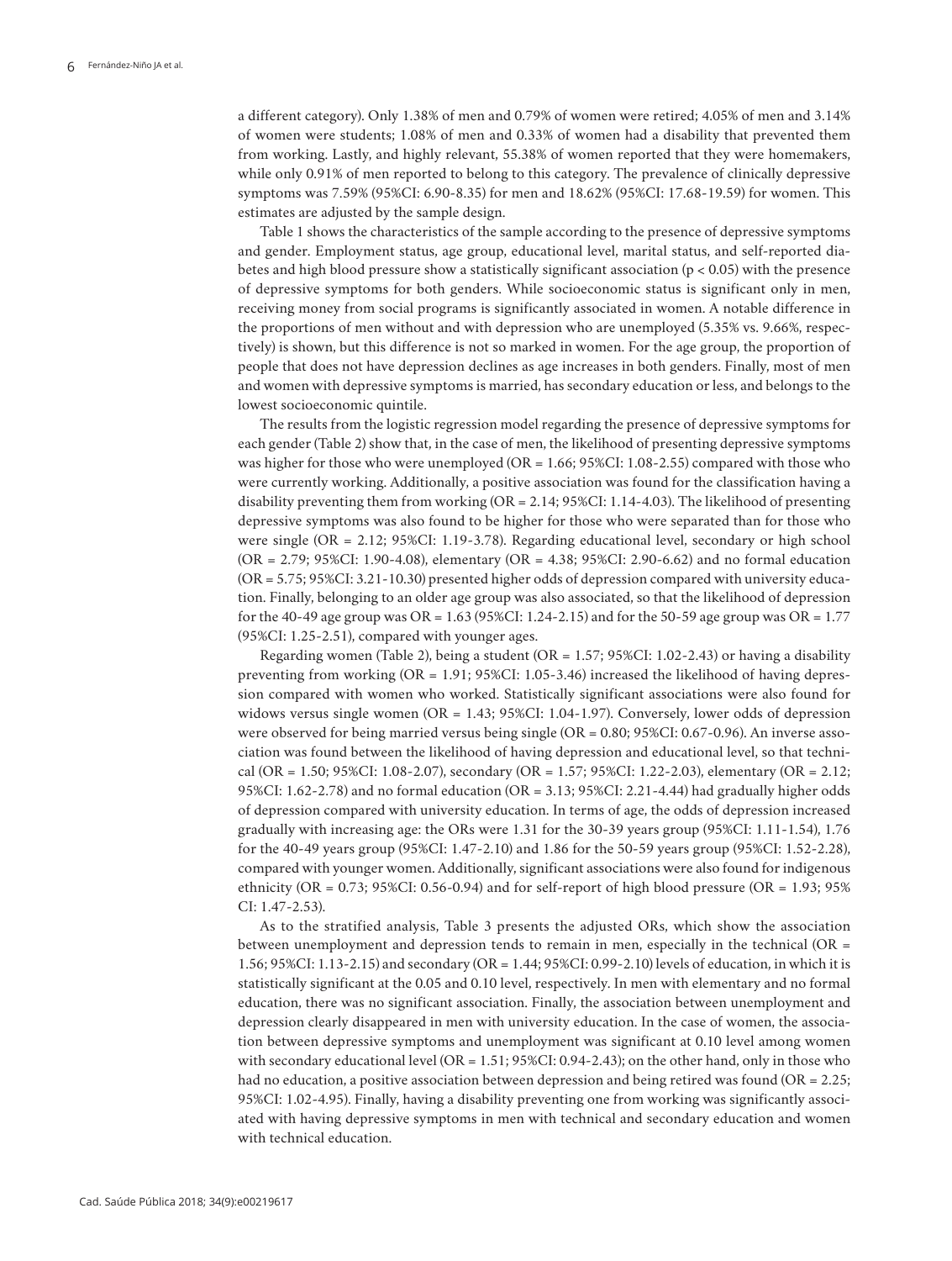a different category). Only 1.38% of men and 0.79% of women were retired; 4.05% of men and 3.14% of women were students; 1.08% of men and 0.33% of women had a disability that prevented them from working. Lastly, and highly relevant, 55.38% of women reported that they were homemakers, while only 0.91% of men reported to belong to this category. The prevalence of clinically depressive symptoms was 7.59% (95%CI: 6.90-8.35) for men and 18.62% (95%CI: 17.68-19.59) for women. This estimates are adjusted by the sample design.

Table 1 shows the characteristics of the sample according to the presence of depressive symptoms and gender. Employment status, age group, educational level, marital status, and self-reported diabetes and high blood pressure show a statistically significant association ($p < 0.05$) with the presence of depressive symptoms for both genders. While socioeconomic status is significant only in men, receiving money from social programs is significantly associated in women. A notable difference in the proportions of men without and with depression who are unemployed (5.35% vs. 9.66%, respectively) is shown, but this difference is not so marked in women. For the age group, the proportion of people that does not have depression declines as age increases in both genders. Finally, most of men and women with depressive symptoms is married, has secondary education or less, and belongs to the lowest socioeconomic quintile.

The results from the logistic regression model regarding the presence of depressive symptoms for each gender (Table 2) show that, in the case of men, the likelihood of presenting depressive symptoms was higher for those who were unemployed (OR = 1.66; 95%CI: 1.08-2.55) compared with those who were currently working. Additionally, a positive association was found for the classification having a disability preventing them from working (OR = 2.14; 95%CI: 1.14-4.03). The likelihood of presenting depressive symptoms was also found to be higher for those who were separated than for those who were single (OR = 2.12; 95%CI: 1.19-3.78). Regarding educational level, secondary or high school (OR = 2.79; 95%CI: 1.90-4.08), elementary (OR = 4.38; 95%CI: 2.90-6.62) and no formal education (OR = 5.75; 95%CI: 3.21-10.30) presented higher odds of depression compared with university education. Finally, belonging to an older age group was also associated, so that the likelihood of depression for the 40-49 age group was OR = 1.63 (95%CI: 1.24-2.15) and for the 50-59 age group was OR = 1.77 (95%CI: 1.25-2.51), compared with younger ages.

Regarding women (Table 2), being a student (OR = 1.57; 95%CI: 1.02-2.43) or having a disability preventing from working (OR = 1.91; 95%CI: 1.05-3.46) increased the likelihood of having depression compared with women who worked. Statistically significant associations were also found for widows versus single women (OR = 1.43; 95%CI: 1.04-1.97). Conversely, lower odds of depression were observed for being married versus being single (OR = 0.80; 95%CI: 0.67-0.96). An inverse association was found between the likelihood of having depression and educational level, so that technical (OR = 1.50; 95%CI: 1.08-2.07), secondary (OR = 1.57; 95%CI: 1.22-2.03), elementary (OR = 2.12; 95%CI: 1.62-2.78) and no formal education (OR = 3.13; 95%CI: 2.21-4.44) had gradually higher odds of depression compared with university education. In terms of age, the odds of depression increased gradually with increasing age: the ORs were 1.31 for the 30-39 years group (95%CI: 1.11-1.54), 1.76 for the 40-49 years group (95%CI: 1.47-2.10) and 1.86 for the 50-59 years group (95%CI: 1.52-2.28), compared with younger women. Additionally, significant associations were also found for indigenous ethnicity (OR = 0.73; 95%CI: 0.56-0.94) and for self-report of high blood pressure (OR = 1.93; 95% CI: 1.47-2.53).

As to the stratified analysis, Table 3 presents the adjusted ORs, which show the association between unemployment and depression tends to remain in men, especially in the technical (OR = 1.56; 95%CI: 1.13-2.15) and secondary (OR = 1.44; 95%CI: 0.99-2.10) levels of education, in which it is statistically significant at the 0.05 and 0.10 level, respectively. In men with elementary and no formal education, there was no significant association. Finally, the association between unemployment and depression clearly disappeared in men with university education. In the case of women, the association between depressive symptoms and unemployment was significant at 0.10 level among women with secondary educational level (OR = 1.51; 95%CI: 0.94-2.43); on the other hand, only in those who had no education, a positive association between depression and being retired was found (OR = 2.25; 95%CI: 1.02-4.95). Finally, having a disability preventing one from working was significantly associated with having depressive symptoms in men with technical and secondary education and women with technical education.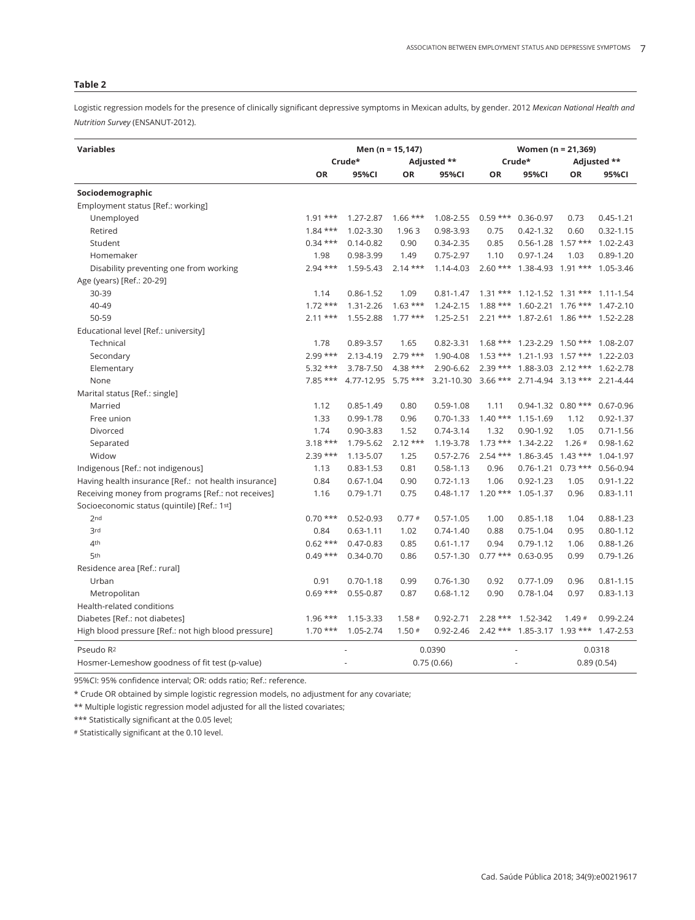**Table 2**

Logistic regression models for the presence of clinically significant depressive symptoms in Mexican adults, by gender. 2012 *Mexican National Health and Nutrition Survey* (ENSANUT-2012).

| Variables | Men (n = 15,147) | | | | Women (n = 21,369) | | | |
|---|---|---|---|---|---|---|---|---|
| | Crude* | | Adjusted ** | | Crude* | | Adjusted ** | |
| | OR | 95%CI | OR | 95%CI | OR | 95%CI | OR | 95%CI |
| **Sociodemographic** | | | | | | | | |
| Employment status [Ref.: working] | | | | | | | | |
| Unemployed | 1.91 *** | 1.27-2.87 | 1.66 *** | 1.08-2.55 | 0.59 *** | 0.36-0.97 | 0.73 | 0.45-1.21 |
| Retired | 1.84 *** | 1.02-3.30 | 1.96 3 | 0.98-3.93 | 0.75 | 0.42-1.32 | 0.60 | 0.32-1.15 |
| Student | 0.34 *** | 0.14-0.82 | 0.90 | 0.34-2.35 | 0.85 | 0.56-1.28 | 1.57 *** | 1.02-2.43 |
| Homemaker | 1.98 | 0.98-3.99 | 1.49 | 0.75-2.97 | 1.10 | 0.97-1.24 | 1.03 | 0.89-1.20 |
| Disability preventing one from working | 2.94 *** | 1.59-5.43 | 2.14 *** | 1.14-4.03 | 2.60 *** | 1.38-4.93 | 1.91 *** | 1.05-3.46 |
| Age (years) [Ref.: 20-29] | | | | | | | | |
| 30-39 | 1.14 | 0.86-1.52 | 1.09 | 0.81-1.47 | 1.31 *** | 1.12-1.52 | 1.31 *** | 1.11-1.54 |
| 40-49 | 1.72 *** | 1.31-2.26 | 1.63 *** | 1.24-2.15 | 1.88 *** | 1.60-2.21 | 1.76 *** | 1.47-2.10 |
| 50-59 | 2.11 *** | 1.55-2.88 | 1.77 *** | 1.25-2.51 | 2.21 *** | 1.87-2.61 | 1.86 *** | 1.52-2.28 |
| Educational level [Ref.: university] | | | | | | | | |
| Technical | 1.78 | 0.89-3.57 | 1.65 | 0.82-3.31 | 1.68 *** | 1.23-2.29 | 1.50 *** | 1.08-2.07 |
| Secondary | 2.99 *** | 2.13-4.19 | 2.79 *** | 1.90-4.08 | 1.53 *** | 1.21-1.93 | 1.57 *** | 1.22-2.03 |
| Elementary | 5.32 *** | 3.78-7.50 | 4.38 *** | 2.90-6.62 | 2.39 *** | 1.88-3.03 | 2.12 *** | 1.62-2.78 |
| None | 7.85 *** | 4.77-12.95 | 5.75 *** | 3.21-10.30 | 3.66 *** | 2.71-4.94 | 3.13 *** | 2.21-4.44 |
| Marital status [Ref.: single] | | | | | | | | |
| Married | 1.12 | 0.85-1.49 | 0.80 | 0.59-1.08 | 1.11 | 0.94-1.32 | 0.80 *** | 0.67-0.96 |
| Free union | 1.33 | 0.99-1.78 | 0.96 | 0.70-1.33 | 1.40 *** | 1.15-1.69 | 1.12 | 0.92-1.37 |
| Divorced | 1.74 | 0.90-3.83 | 1.52 | 0.74-3.14 | 1.32 | 0.90-1.92 | 1.05 | 0.71-1.56 |
| Separated | 3.18 *** | 1.79-5.62 | 2.12 *** | 1.19-3.78 | 1.73 *** | 1.34-2.22 | 1.26 # | 0.98-1.62 |
| Widow | 2.39 *** | 1.13-5.07 | 1.25 | 0.57-2.76 | 2.54 *** | 1.86-3.45 | 1.43 *** | 1.04-1.97 |
| Indigenous [Ref.: not indigenous] | 1.13 | 0.83-1.53 | 0.81 | 0.58-1.13 | 0.96 | 0.76-1.21 | 0.73 *** | 0.56-0.94 |
| Having health insurance [Ref.: not health insurance] | 0.84 | 0.67-1.04 | 0.90 | 0.72-1.13 | 1.06 | 0.92-1.23 | 1.05 | 0.91-1.22 |
| Receiving money from programs [Ref.: not receives] | 1.16 | 0.79-1.71 | 0.75 | 0.48-1.17 | 1.20 *** | 1.05-1.37 | 0.96 | 0.83-1.11 |
| Socioeconomic status (quintile) [Ref.: 1st] | | | | | | | | |
| 2nd | 0.70 *** | 0.52-0.93 | 0.77 # | 0.57-1.05 | 1.00 | 0.85-1.18 | 1.04 | 0.88-1.23 |
| 3rd | 0.84 | 0.63-1.11 | 1.02 | 0.74-1.40 | 0.88 | 0.75-1.04 | 0.95 | 0.80-1.12 |
| 4th | 0.62 *** | 0.47-0.83 | 0.85 | 0.61-1.17 | 0.94 | 0.79-1.12 | 1.06 | 0.88-1.26 |
| 5th | 0.49 *** | 0.34-0.70 | 0.86 | 0.57-1.30 | 0.77 *** | 0.63-0.95 | 0.99 | 0.79-1.26 |
| Residence area [Ref.: rural] | | | | | | | | |
| Urban | 0.91 | 0.70-1.18 | 0.99 | 0.76-1.30 | 0.92 | 0.77-1.09 | 0.96 | 0.81-1.15 |
| Metropolitan | 0.69 *** | 0.55-0.87 | 0.87 | 0.68-1.12 | 0.90 | 0.78-1.04 | 0.97 | 0.83-1.13 |
| Health-related conditions | | | | | | | | |
| Diabetes [Ref.: not diabetes] | 1.96 *** | 1.15-3.33 | 1.58 # | 0.92-2.71 | 2.28 *** | 1.52-342 | 1.49 # | 0.99-2.24 |
| High blood pressure [Ref.: not high blood pressure] | 1.70 *** | 1.05-2.74 | 1.50 # | 0.92-2.46 | 2.42 *** | 1.85-3.17 | 1.93 *** | 1.47-2.53 |
| Pseudo $R^2$ | - | | 0.0390 | | - | | 0.0318 | |
| Hosmer-Lemeshow goodness of fit test (p-value) | - | | 0.75 (0.66) | | - | | 0.89 (0.54) | |

95%CI: 95% confidence interval; OR: odds ratio; Ref.: reference.

\* Crude OR obtained by simple logistic regression models, no adjustment for any covariate;

\*\* Multiple logistic regression model adjusted for all the listed covariates;

\*\*\* Statistically significant at the 0.05 level;

\# Statistically significant at the 0.10 level.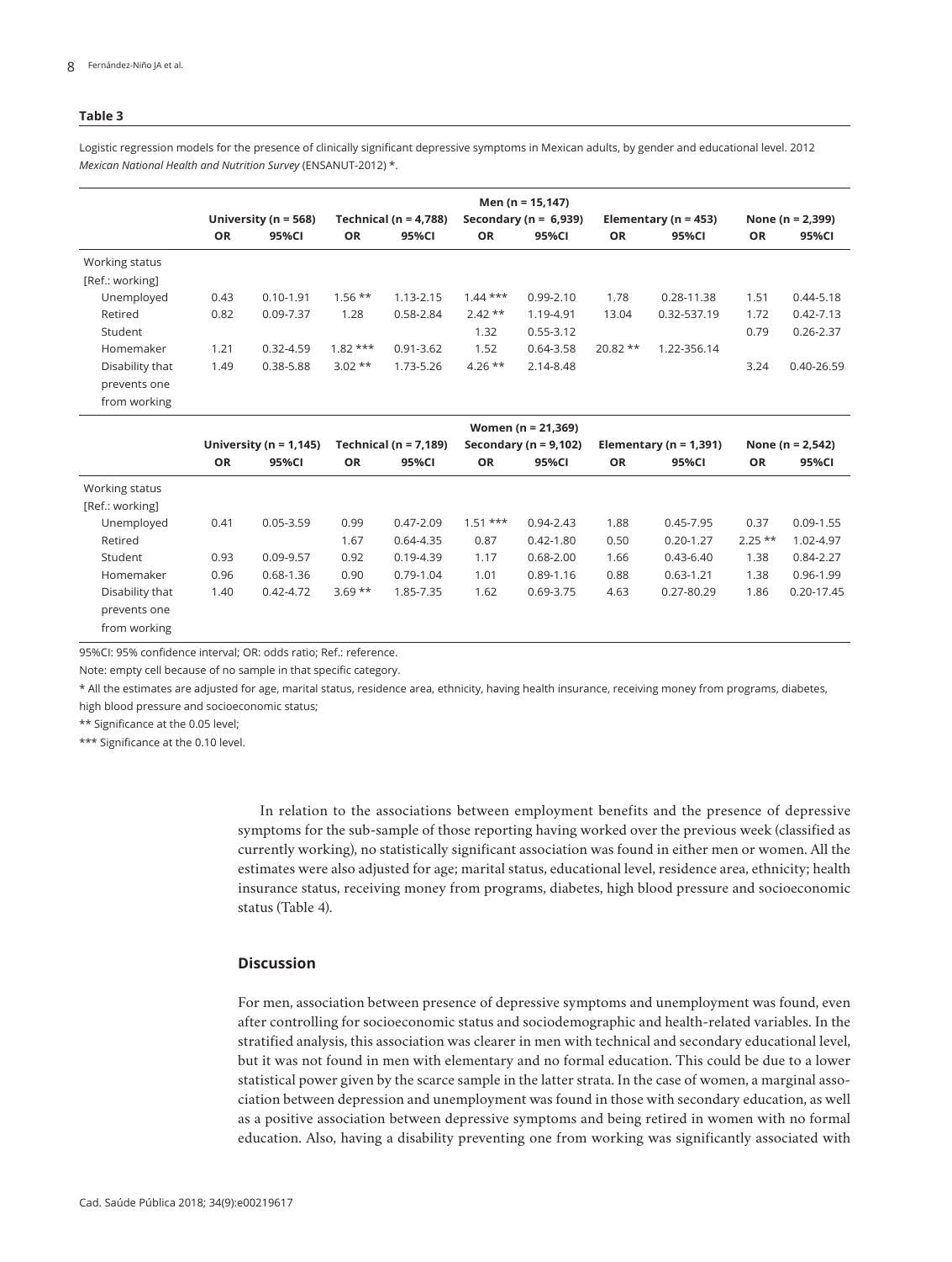**Table 3**

Logistic regression models for the presence of clinically significant depressive symptoms in Mexican adults, by gender and educational level. 2012 *Mexican National Health and Nutrition Survey* (ENSANUT-2012) *.

| | Men (n = 15,147) | | | | | | | | | |
|---|---|---|---|---|---|---|---|---|---|---|
| | University (n = 568) | | Technical (n = 4,788) | | Secondary (n = 6,939) | | Elementary (n = 453) | | None (n = 2,399) | |
| | OR | 95%CI | OR | 95%CI | OR | 95%CI | OR | 95%CI | OR | 95%CI |
| Working status | | | | | | | | | | |
| [Ref.: working] | | | | | | | | | | |
| Unemployed | 0.43 | 0.10-1.91 | 1.56 ** | 1.13-2.15 | 1.44 *** | 0.99-2.10 | 1.78 | 0.28-11.38 | 1.51 | 0.44-5.18 |
| Retired | 0.82 | 0.09-7.37 | 1.28 | 0.58-2.84 | 2.42 ** | 1.19-4.91 | 13.04 | 0.32-537.19 | 1.72 | 0.42-7.13 |
| Student | | | | | 1.32 | 0.55-3.12 | | | 0.79 | 0.26-2.37 |
| Homemaker | 1.21 | 0.32-4.59 | 1.82 *** | 0.91-3.62 | 1.52 | 0.64-3.58 | 20.82 ** | 1.22-356.14 | | |
| Disability that prevents one from working | 1.49 | 0.38-5.88 | 3.02 ** | 1.73-5.26 | 4.26 ** | 2.14-8.48 | | | 3.24 | 0.40-26.59 |
| | Women (n = 21,369) | | | | | | | | | |
| | University (n = 1,145) | | Technical (n = 7,189) | | Secondary (n = 9,102) | | Elementary (n = 1,391) | | None (n = 2,542) | |
| | OR | 95%CI | OR | 95%CI | OR | 95%CI | OR | 95%CI | OR | 95%CI |
| Working status | | | | | | | | | | |
| [Ref.: working] | | | | | | | | | | |
| Unemployed | 0.41 | 0.05-3.59 | 0.99 | 0.47-2.09 | 1.51 *** | 0.94-2.43 | 1.88 | 0.45-7.95 | 0.37 | 0.09-1.55 |
| Retired | | | 1.67 | 0.64-4.35 | 0.87 | 0.42-1.80 | 0.50 | 0.20-1.27 | 2.25 ** | 1.02-4.97 |
| Student | 0.93 | 0.09-9.57 | 0.92 | 0.19-4.39 | 1.17 | 0.68-2.00 | 1.66 | 0.43-6.40 | 1.38 | 0.84-2.27 |
| Homemaker | 0.96 | 0.68-1.36 | 0.90 | 0.79-1.04 | 1.01 | 0.89-1.16 | 0.88 | 0.63-1.21 | 1.38 | 0.96-1.99 |
| Disability that prevents one from working | 1.40 | 0.42-4.72 | 3.69 ** | 1.85-7.35 | 1.62 | 0.69-3.75 | 4.63 | 0.27-80.29 | 1.86 | 0.20-17.45 |

95%CI: 95% confidence interval; OR: odds ratio; Ref.: reference.

Note: empty cell because of no sample in that specific category.

* All the estimates are adjusted for age, marital status, residence area, ethnicity, having health insurance, receiving money from programs, diabetes, high blood pressure and socioeconomic status;

** Significance at the 0.05 level;

*** Significance at the 0.10 level.

In relation to the associations between employment benefits and the presence of depressive symptoms for the sub-sample of those reporting having worked over the previous week (classified as currently working), no statistically significant association was found in either men or women. All the estimates were also adjusted for age; marital status, educational level, residence area, ethnicity; health insurance status, receiving money from programs, diabetes, high blood pressure and socioeconomic status (Table 4).

## Discussion

For men, association between presence of depressive symptoms and unemployment was found, even after controlling for socioeconomic status and sociodemographic and health-related variables. In the stratified analysis, this association was clearer in men with technical and secondary educational level, but it was not found in men with elementary and no formal education. This could be due to a lower statistical power given by the scarce sample in the latter strata. In the case of women, a marginal association between depression and unemployment was found in those with secondary education, as well as a positive association between depressive symptoms and being retired in women with no formal education. Also, having a disability preventing one from working was significantly associated with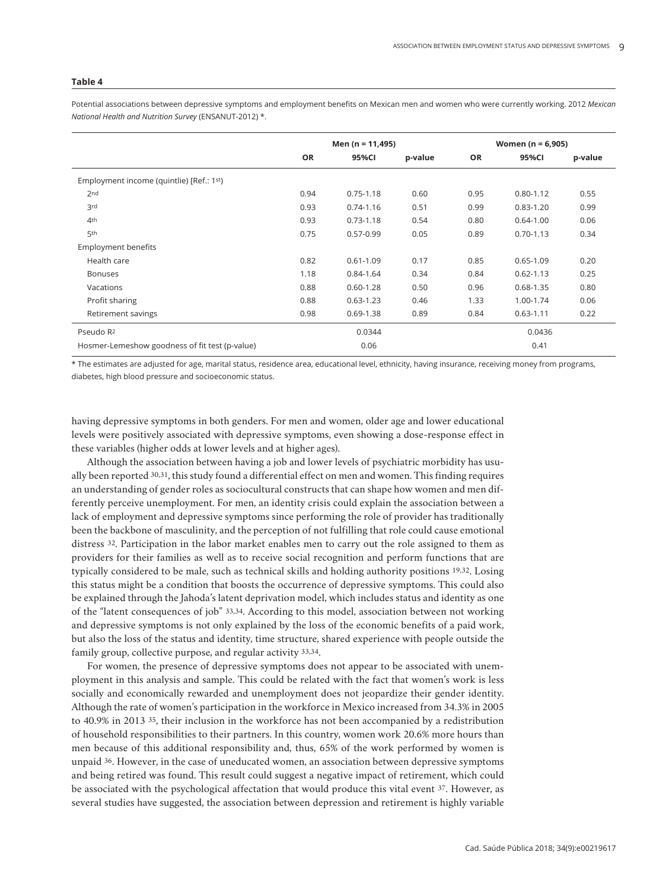**Table 4**

Potential associations between depressive symptoms and employment benefits on Mexican men and women who were currently working. 2012 *Mexican National Health and Nutrition Survey* (ENSANUT-2012) *.

| | Men (n = 11,495) | | | Women (n = 6,905) | | |
|---|---|---|---|---|---|---|
| | OR | 95%CI | p-value | OR | 95%CI | p-value |
| Employment income (quintlie) [Ref.: 1st) | | | | | | |
| 2nd | 0.94 | 0.75-1.18 | 0.60 | 0.95 | 0.80-1.12 | 0.55 |
| 3rd | 0.93 | 0.74-1.16 | 0.51 | 0.99 | 0.83-1.20 | 0.99 |
| 4th | 0.93 | 0.73-1.18 | 0.54 | 0.80 | 0.64-1.00 | 0.06 |
| 5th | 0.75 | 0.57-0.99 | 0.05 | 0.89 | 0.70-1.13 | 0.34 |
| Employment benefits | | | | | | |
| Health care | 0.82 | 0.61-1.09 | 0.17 | 0.85 | 0.65-1.09 | 0.20 |
| Bonuses | 1.18 | 0.84-1.64 | 0.34 | 0.84 | 0.62-1.13 | 0.25 |
| Vacations | 0.88 | 0.60-1.28 | 0.50 | 0.96 | 0.68-1.35 | 0.80 |
| Profit sharing | 0.88 | 0.63-1.23 | 0.46 | 1.33 | 1.00-1.74 | 0.06 |
| Retirement savings | 0.98 | 0.69-1.38 | 0.89 | 0.84 | 0.63-1.11 | 0.22 |
| Pseudo $R^2$ | | 0.0344 | | | 0.0436 | |
| Hosmer-Lemeshow goodness of fit test (p-value) | | 0.06 | | | 0.41 | |

* The estimates are adjusted for age, marital status, residence area, educational level, ethnicity, having insurance, receiving money from programs, diabetes, high blood pressure and socioeconomic status.

having depressive symptoms in both genders. For men and women, older age and lower educational levels were positively associated with depressive symptoms, even showing a dose-response effect in these variables (higher odds at lower levels and at higher ages).

Although the association between having a job and lower levels of psychiatric morbidity has usually been reported [30,31], this study found a differential effect on men and women. This finding requires an understanding of gender roles as sociocultural constructs that can shape how women and men differently perceive unemployment. For men, an identity crisis could explain the association between a lack of employment and depressive symptoms since performing the role of provider has traditionally been the backbone of masculinity, and the perception of not fulfilling that role could cause emotional distress [32]. Participation in the labor market enables men to carry out the role assigned to them as providers for their families as well as to receive social recognition and perform functions that are typically considered to be male, such as technical skills and holding authority positions [19,32]. Losing this status might be a condition that boosts the occurrence of depressive symptoms. This could also be explained through the Jahoda's latent deprivation model, which includes status and identity as one of the "latent consequences of job" [33,34]. According to this model, association between not working and depressive symptoms is not only explained by the loss of the economic benefits of a paid work, but also the loss of the status and identity, time structure, shared experience with people outside the family group, collective purpose, and regular activity [33,34].

For women, the presence of depressive symptoms does not appear to be associated with unemployment in this analysis and sample. This could be related with the fact that women's work is less socially and economically rewarded and unemployment does not jeopardize their gender identity. Although the rate of women's participation in the workforce in Mexico increased from 34.3% in 2005 to 40.9% in 2013 [35], their inclusion in the workforce has not been accompanied by a redistribution of household responsibilities to their partners. In this country, women work 20.6% more hours than men because of this additional responsibility and, thus, 65% of the work performed by women is unpaid [36]. However, in the case of uneducated women, an association between depressive symptoms and being retired was found. This result could suggest a negative impact of retirement, which could be associated with the psychological affectation that would produce this vital event [37]. However, as several studies have suggested, the association between depression and retirement is highly variable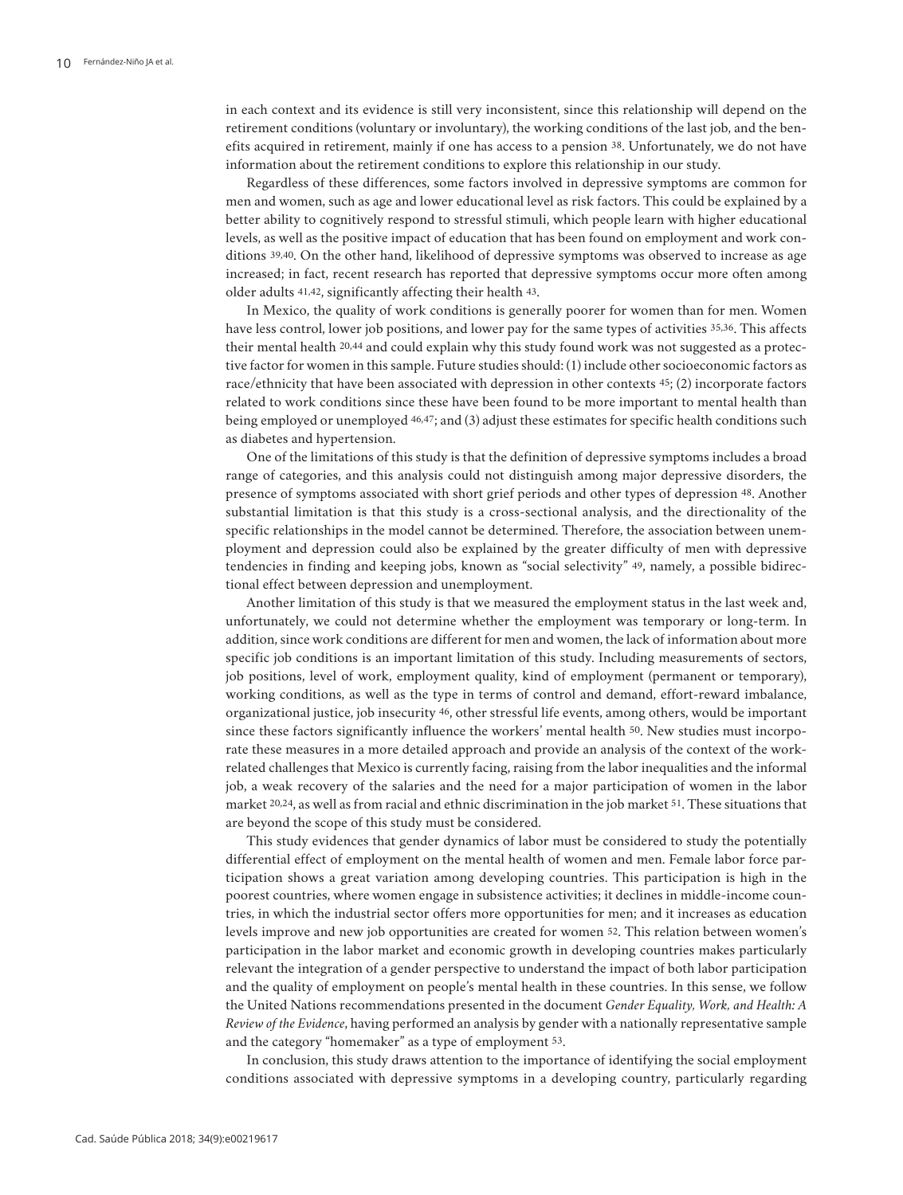in each context and its evidence is still very inconsistent, since this relationship will depend on the retirement conditions (voluntary or involuntary), the working conditions of the last job, and the benefits acquired in retirement, mainly if one has access to a pension [38]. Unfortunately, we do not have information about the retirement conditions to explore this relationship in our study.

Regardless of these differences, some factors involved in depressive symptoms are common for men and women, such as age and lower educational level as risk factors. This could be explained by a better ability to cognitively respond to stressful stimuli, which people learn with higher educational levels, as well as the positive impact of education that has been found on employment and work conditions [39,40]. On the other hand, likelihood of depressive symptoms was observed to increase as age increased; in fact, recent research has reported that depressive symptoms occur more often among older adults [41,42], significantly affecting their health [43].

In Mexico, the quality of work conditions is generally poorer for women than for men. Women have less control, lower job positions, and lower pay for the same types of activities [35,36]. This affects their mental health [20,44] and could explain why this study found work was not suggested as a protective factor for women in this sample. Future studies should: (1) include other socioeconomic factors as race/ethnicity that have been associated with depression in other contexts [45]; (2) incorporate factors related to work conditions since these have been found to be more important to mental health than being employed or unemployed [46,47]; and (3) adjust these estimates for specific health conditions such as diabetes and hypertension.

One of the limitations of this study is that the definition of depressive symptoms includes a broad range of categories, and this analysis could not distinguish among major depressive disorders, the presence of symptoms associated with short grief periods and other types of depression [48]. Another substantial limitation is that this study is a cross-sectional analysis, and the directionality of the specific relationships in the model cannot be determined. Therefore, the association between unemployment and depression could also be explained by the greater difficulty of men with depressive tendencies in finding and keeping jobs, known as "social selectivity" [49], namely, a possible bidirectional effect between depression and unemployment.

Another limitation of this study is that we measured the employment status in the last week and, unfortunately, we could not determine whether the employment was temporary or long-term. In addition, since work conditions are different for men and women, the lack of information about more specific job conditions is an important limitation of this study. Including measurements of sectors, job positions, level of work, employment quality, kind of employment (permanent or temporary), working conditions, as well as the type in terms of control and demand, effort-reward imbalance, organizational justice, job insecurity [46], other stressful life events, among others, would be important since these factors significantly influence the workers' mental health [50]. New studies must incorporate these measures in a more detailed approach and provide an analysis of the context of the work-related challenges that Mexico is currently facing, raising from the labor inequalities and the informal job, a weak recovery of the salaries and the need for a major participation of women in the labor market [20,24], as well as from racial and ethnic discrimination in the job market [51]. These situations that are beyond the scope of this study must be considered.

This study evidences that gender dynamics of labor must be considered to study the potentially differential effect of employment on the mental health of women and men. Female labor force participation shows a great variation among developing countries. This participation is high in the poorest countries, where women engage in subsistence activities; it declines in middle-income countries, in which the industrial sector offers more opportunities for men; and it increases as education levels improve and new job opportunities are created for women [52]. This relation between women's participation in the labor market and economic growth in developing countries makes particularly relevant the integration of a gender perspective to understand the impact of both labor participation and the quality of employment on people's mental health in these countries. In this sense, we follow the United Nations recommendations presented in the document *Gender Equality, Work, and Health: A Review of the Evidence*, having performed an analysis by gender with a nationally representative sample and the category "homemaker" as a type of employment [53].

In conclusion, this study draws attention to the importance of identifying the social employment conditions associated with depressive symptoms in a developing country, particularly regarding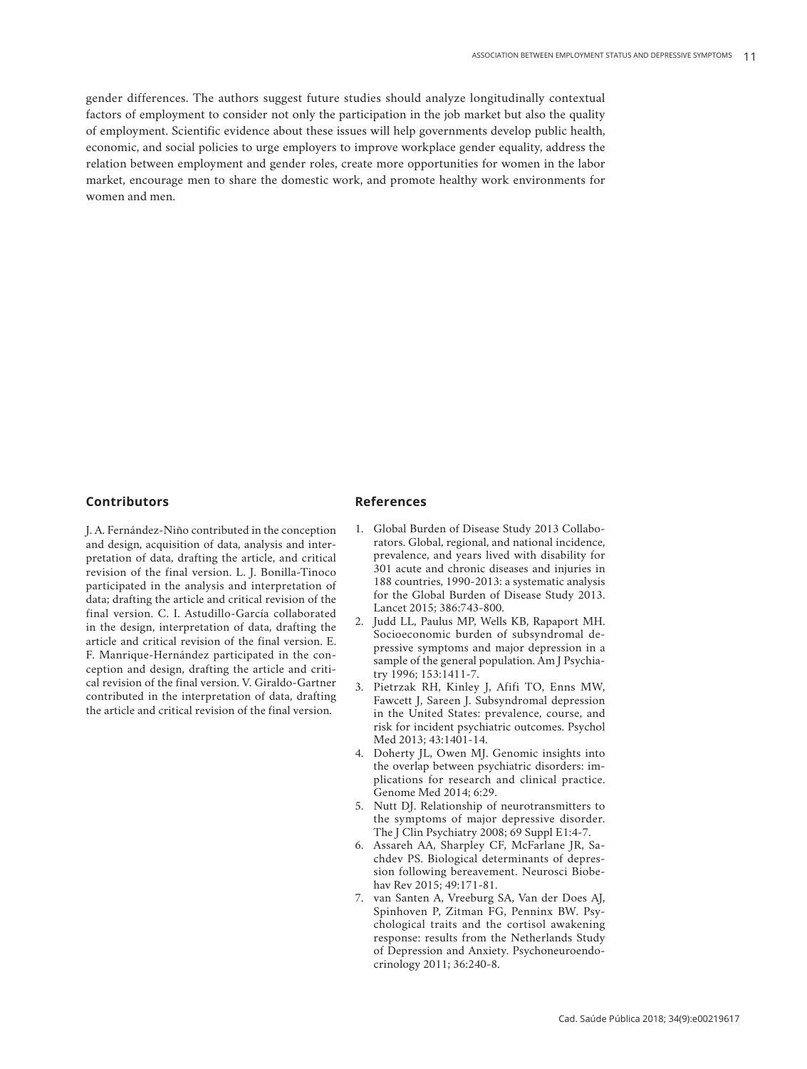gender differences. The authors suggest future studies should analyze longitudinally contextual factors of employment to consider not only the participation in the job market but also the quality of employment. Scientific evidence about these issues will help governments develop public health, economic, and social policies to urge employers to improve workplace gender equality, address the relation between employment and gender roles, create more opportunities for women in the labor market, encourage men to share the domestic work, and promote healthy work environments for women and men.

## Contributors

J. A. Fernández-Niño contributed in the conception and design, acquisition of data, analysis and interpretation of data, drafting the article, and critical revision of the final version. L. J. Bonilla-Tinoco participated in the analysis and interpretation of data; drafting the article and critical revision of the final version. C. I. Astudillo-García collaborated in the design, interpretation of data, drafting the article and critical revision of the final version. E. F. Manrique-Hernández participated in the conception and design, drafting the article and critical revision of the final version. V. Giraldo-Gartner contributed in the interpretation of data, drafting the article and critical revision of the final version.

## References

1. Global Burden of Disease Study 2013 Collaborators. Global, regional, and national incidence, prevalence, and years lived with disability for 301 acute and chronic diseases and injuries in 188 countries, 1990-2013: a systematic analysis for the Global Burden of Disease Study 2013. Lancet 2015; 386:743-800.
2. Judd LL, Paulus MP, Wells KB, Rapaport MH. Socioeconomic burden of subsyndromal depressive symptoms and major depression in a sample of the general population. Am J Psychiatry 1996; 153:1411-7.
3. Pietrzak RH, Kinley J, Afifi TO, Enns MW, Fawcett J, Sareen J. Subsyndromal depression in the United States: prevalence, course, and risk for incident psychiatric outcomes. Psychol Med 2013; 43:1401-14.
4. Doherty JL, Owen MJ. Genomic insights into the overlap between psychiatric disorders: implications for research and clinical practice. Genome Med 2014; 6:29.
5. Nutt DJ. Relationship of neurotransmitters to the symptoms of major depressive disorder. The J Clin Psychiatry 2008; 69 Suppl E1:4-7.
6. Assareh AA, Sharpley CF, McFarlane JR, Sachdev PS. Biological determinants of depression following bereavement. Neurosci Biobehav Rev 2015; 49:171-81.
7. van Santen A, Vreeburg SA, Van der Does AJ, Spinhoven P, Zitman FG, Penninx BW. Psychological traits and the cortisol awakening response: results from the Netherlands Study of Depression and Anxiety. Psychoneuroendocrinology 2011; 36:240-8.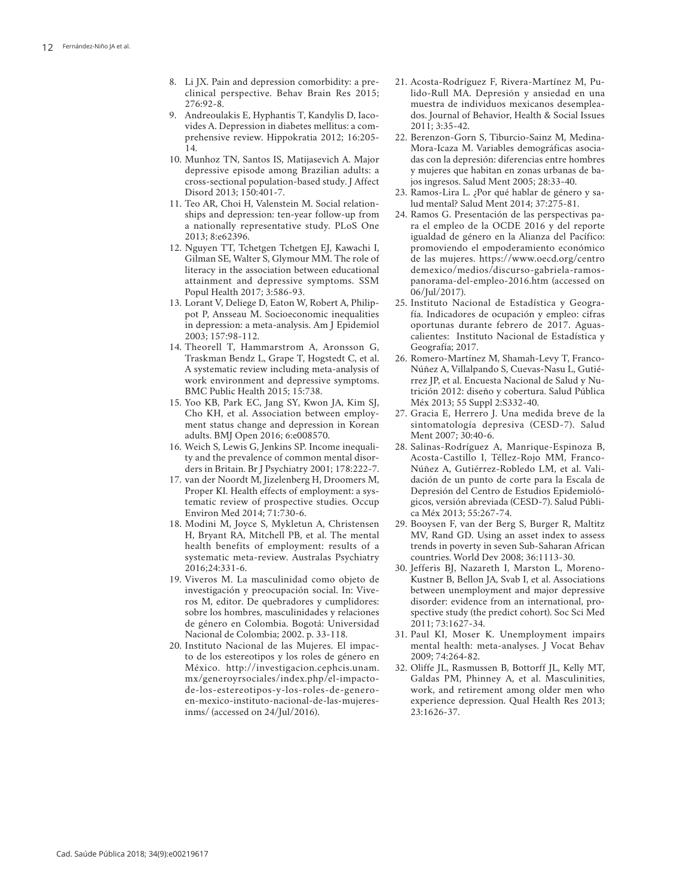8. Li JX. Pain and depression comorbidity: a preclinical perspective. Behav Brain Res 2015; 276:92-8.
9. Andreoulakis E, Hyphantis T, Kandylis D, Iacovides A. Depression in diabetes mellitus: a comprehensive review. Hippokratia 2012; 16:205-14.
10. Munhoz TN, Santos IS, Matijasevich A. Major depressive episode among Brazilian adults: a cross-sectional population-based study. J Affect Disord 2013; 150:401-7.
11. Teo AR, Choi H, Valenstein M. Social relationships and depression: ten-year follow-up from a nationally representative study. PLoS One 2013; 8:e62396.
12. Nguyen TT, Tchetgen Tchetgen EJ, Kawachi I, Gilman SE, Walter S, Glymour MM. The role of literacy in the association between educational attainment and depressive symptoms. SSM Popul Health 2017; 3:586-93.
13. Lorant V, Deliege D, Eaton W, Robert A, Philippot P, Ansseau M. Socioeconomic inequalities in depression: a meta-analysis. Am J Epidemiol 2003; 157:98-112.
14. Theorell T, Hammarstrom A, Aronsson G, Traskman Bendz L, Grape T, Hogstedt C, et al. A systematic review including meta-analysis of work environment and depressive symptoms. BMC Public Health 2015; 15:738.
15. Yoo KB, Park EC, Jang SY, Kwon JA, Kim SJ, Cho KH, et al. Association between employment status change and depression in Korean adults. BMJ Open 2016; 6:e008570.
16. Weich S, Lewis G, Jenkins SP. Income inequality and the prevalence of common mental disorders in Britain. Br J Psychiatry 2001; 178:222-7.
17. van der Noordt M, Jizelenberg H, Droomers M, Proper KI. Health effects of employment: a systematic review of prospective studies. Occup Environ Med 2014; 71:730-6.
18. Modini M, Joyce S, Mykletun A, Christensen H, Bryant RA, Mitchell PB, et al. The mental health benefits of employment: results of a systematic meta-review. Australas Psychiatry 2016;24:331-6.
19. Viveros M. La masculinidad como objeto de investigación y preocupación social. In: Viveros M, editor. De quebradores y cumplidores: sobre los hombres, masculinidades y relaciones de género en Colombia. Bogotá: Universidad Nacional de Colombia; 2002. p. 33-118.
20. Instituto Nacional de las Mujeres. El impacto de los estereotipos y los roles de género en México. http://investigacion.cephcis.unam.mx/generoyrsociales/index.php/el-impacto-de-los-estereotipos-y-los-roles-de-genero-en-mexico-instituto-nacional-de-las-mujeres-inms/ (accessed on 24/Jul/2016).
21. Acosta-Rodríguez F, Rivera-Martínez M, Pulido-Rull MA. Depresión y ansiedad en una muestra de individuos mexicanos desempleados. Journal of Behavior, Health & Social Issues 2011; 3:35-42.
22. Berenzon-Gorn S, Tiburcio-Sainz M, Medina-Mora-Icaza M. Variables demográficas asociadas con la depresión: diferencias entre hombres y mujeres que habitan en zonas urbanas de bajos ingresos. Salud Ment 2005; 28:33-40.
23. Ramos-Lira L. ¿Por qué hablar de género y salud mental? Salud Ment 2014; 37:275-81.
24. Ramos G. Presentación de las perspectivas para el empleo de la OCDE 2016 y del reporte igualdad de género en la Alianza del Pacífico: promoviendo el empoderamiento económico de las mujeres. https://www.oecd.org/centrodemexico/medios/discurso-gabriela-ramos-panorama-del-empleo-2016.htm (accessed on 06/Jul/2017).
25. Instituto Nacional de Estadística y Geografía. Indicadores de ocupación y empleo: cifras oportunas durante febrero de 2017. Aguascalientes: Instituto Nacional de Estadística y Geografía; 2017.
26. Romero-Martínez M, Shamah-Levy T, Franco-Núñez A, Villalpando S, Cuevas-Nasu L, Gutiérrez JP, et al. Encuesta Nacional de Salud y Nutrición 2012: diseño y cobertura. Salud Pública Méx 2013; 55 Suppl 2:S332-40.
27. Gracia E, Herrero J. Una medida breve de la sintomatología depresiva (CESD-7). Salud Ment 2007; 30:40-6.
28. Salinas-Rodríguez A, Manrique-Espinoza B, Acosta-Castillo I, Téllez-Rojo MM, Franco-Núñez A, Gutiérrez-Robledo LM, et al. Validación de un punto de corte para la Escala de Depresión del Centro de Estudios Epidemiológicos, versión abreviada (CESD-7). Salud Pública Méx 2013; 55:267-74.
29. Booysen F, van der Berg S, Burger R, Maltitz MV, Rand GD. Using an asset index to assess trends in poverty in seven Sub-Saharan African countries. World Dev 2008; 36:1113-30.
30. Jefferis BJ, Nazareth I, Marston L, Moreno-Kustner B, Bellon JA, Svab I, et al. Associations between unemployment and major depressive disorder: evidence from an international, prospective study (the predict cohort). Soc Sci Med 2011; 73:1627-34.
31. Paul KI, Moser K. Unemployment impairs mental health: meta-analyses. J Vocat Behav 2009; 74:264-82.
32. Oliffe JL, Rasmussen B, Bottorff JL, Kelly MT, Galdas PM, Phinney A, et al. Masculinities, work, and retirement among older men who experience depression. Qual Health Res 2013; 23:1626-37.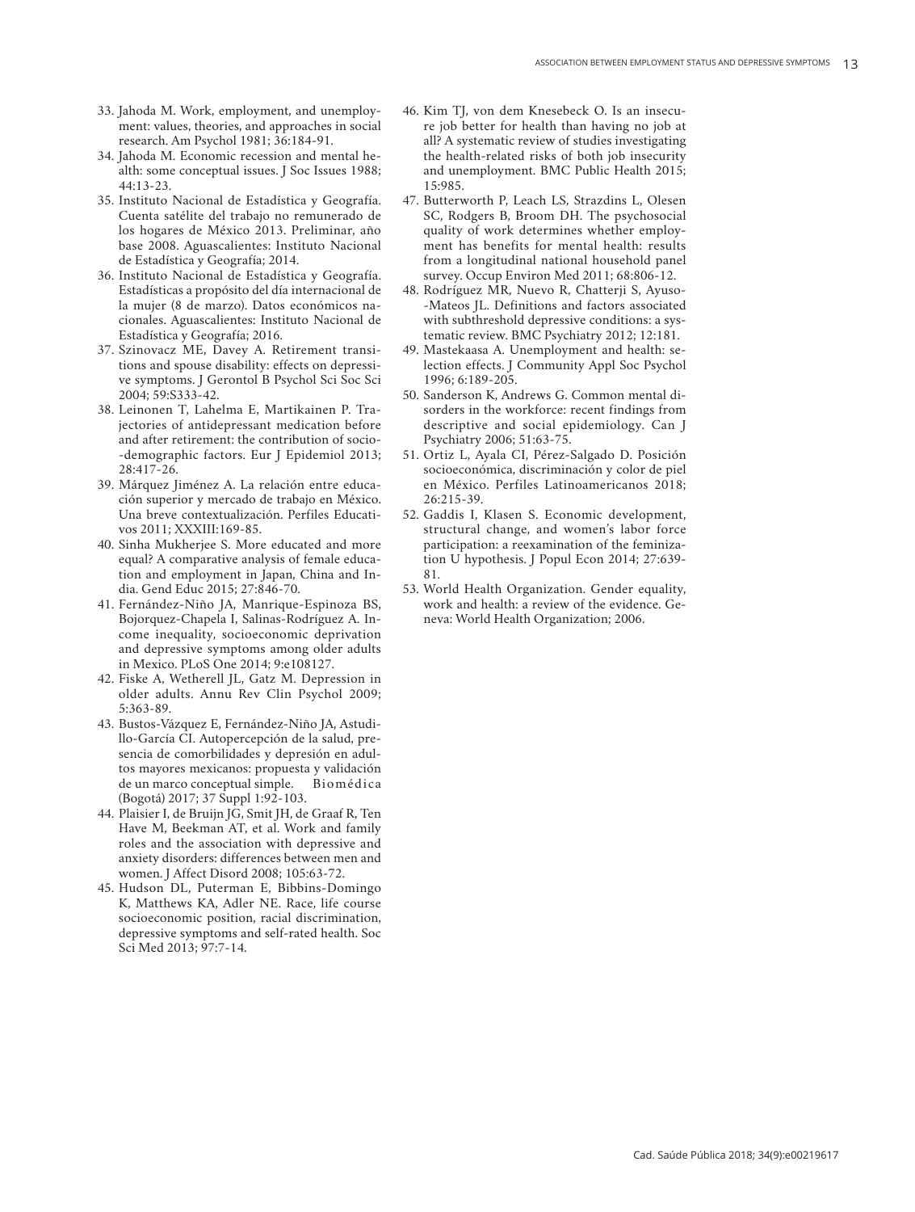33. Jahoda M. Work, employment, and unemployment: values, theories, and approaches in social research. Am Psychol 1981; 36:184-91.
34. Jahoda M. Economic recession and mental health: some conceptual issues. J Soc Issues 1988; 44:13-23.
35. Instituto Nacional de Estadística y Geografía. Cuenta satélite del trabajo no remunerado de los hogares de México 2013. Preliminar, año base 2008. Aguascalientes: Instituto Nacional de Estadística y Geografía; 2014.
36. Instituto Nacional de Estadística y Geografía. Estadísticas a propósito del día internacional de la mujer (8 de marzo). Datos económicos nacionales. Aguascalientes: Instituto Nacional de Estadística y Geografía; 2016.
37. Szinovacz ME, Davey A. Retirement transitions and spouse disability: effects on depressive symptoms. J Gerontol B Psychol Sci Soc Sci 2004; 59:S333-42.
38. Leinonen T, Lahelma E, Martikainen P. Trajectories of antidepressant medication before and after retirement: the contribution of socio-demographic factors. Eur J Epidemiol 2013; 28:417-26.
39. Márquez Jiménez A. La relación entre educación superior y mercado de trabajo en México. Una breve contextualización. Perfiles Educativos 2011; XXXIII:169-85.
40. Sinha Mukherjee S. More educated and more equal? A comparative analysis of female education and employment in Japan, China and India. Gend Educ 2015; 27:846-70.
41. Fernández-Niño JA, Manrique-Espinoza BS, Bojorquez-Chapela I, Salinas-Rodríguez A. Income inequality, socioeconomic deprivation and depressive symptoms among older adults in Mexico. PLoS One 2014; 9:e108127.
42. Fiske A, Wetherell JL, Gatz M. Depression in older adults. Annu Rev Clin Psychol 2009; 5:363-89.
43. Bustos-Vázquez E, Fernández-Niño JA, Astudillo-García CI. Autopercepción de la salud, presencia de comorbilidades y depresión en adultos mayores mexicanos: propuesta y validación de un marco conceptual simple. Biomédica (Bogotá) 2017; 37 Suppl 1:92-103.
44. Plaisier I, de Bruijn JG, Smit JH, de Graaf R, Ten Have M, Beekman AT, et al. Work and family roles and the association with depressive and anxiety disorders: differences between men and women. J Affect Disord 2008; 105:63-72.
45. Hudson DL, Puterman E, Bibbins-Domingo K, Matthews KA, Adler NE. Race, life course socioeconomic position, racial discrimination, depressive symptoms and self-rated health. Soc Sci Med 2013; 97:7-14.
46. Kim TJ, von dem Knesebeck O. Is an insecure job better for health than having no job at all? A systematic review of studies investigating the health-related risks of both job insecurity and unemployment. BMC Public Health 2015; 15:985.
47. Butterworth P, Leach LS, Strazdins L, Olesen SC, Rodgers B, Broom DH. The psychosocial quality of work determines whether employment has benefits for mental health: results from a longitudinal national household panel survey. Occup Environ Med 2011; 68:806-12.
48. Rodríguez MR, Nuevo R, Chatterji S, Ayuso-Mateos JL. Definitions and factors associated with subthreshold depressive conditions: a systematic review. BMC Psychiatry 2012; 12:181.
49. Mastekaasa A. Unemployment and health: selection effects. J Community Appl Soc Psychol 1996; 6:189-205.
50. Sanderson K, Andrews G. Common mental disorders in the workforce: recent findings from descriptive and social epidemiology. Can J Psychiatry 2006; 51:63-75.
51. Ortiz L, Ayala CI, Pérez-Salgado D. Posición socioeconómica, discriminación y color de piel en México. Perfiles Latinoamericanos 2018; 26:215-39.
52. Gaddis I, Klasen S. Economic development, structural change, and women's labor force participation: a reexamination of the feminization U hypothesis. J Popul Econ 2014; 27:639-81.
53. World Health Organization. Gender equality, work and health: a review of the evidence. Geneva: World Health Organization; 2006.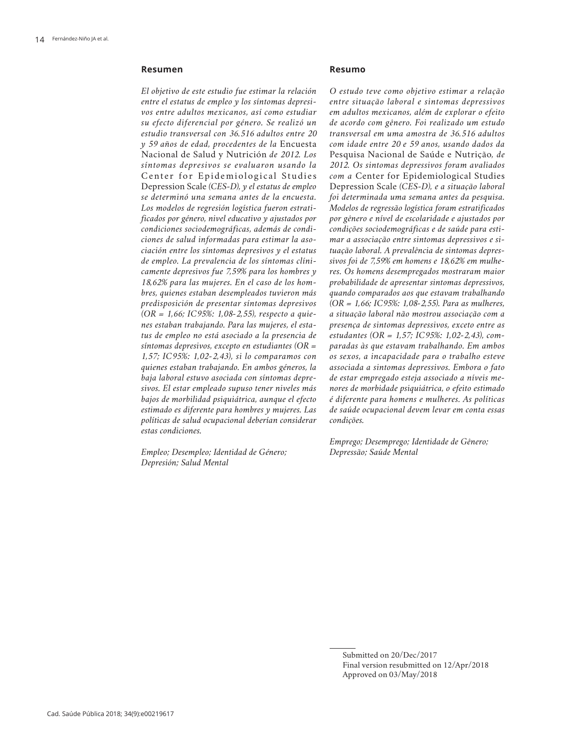## Resumen

*El objetivo de este estudio fue estimar la relación entre el estatus de empleo y los síntomas depresivos entre adultos mexicanos, así como estudiar su efecto diferencial por género. Se realizó un estudio transversal con 36.516 adultos entre 20 y 59 años de edad, procedentes de la* Encuesta Nacional de Salud y Nutrición *de 2012. Los síntomas depresivos se evaluaron usando la* Center for Epidemiological Studies Depression Scale *(CES-D), y el estatus de empleo se determinó una semana antes de la encuesta. Los modelos de regresión logística fueron estratificados por género, nivel educativo y ajustados por condiciones sociodemográficas, además de condiciones de salud informadas para estimar la asociación entre los síntomas depresivos y el estatus de empleo. La prevalencia de los síntomas clínicamente depresivos fue 7,59% para los hombres y 18,62% para las mujeres. En el caso de los hombres, quienes estaban desempleados tuvieron más predisposición de presentar síntomas depresivos (OR = 1,66; IC95%: 1,08-2,55), respecto a quienes estaban trabajando. Para las mujeres, el estatus de empleo no está asociado a la presencia de síntomas depresivos, excepto en estudiantes (OR = 1,57; IC95%: 1,02-2,43), si lo comparamos con quienes estaban trabajando. En ambos géneros, la baja laboral estuvo asociada con síntomas depresivos. El estar empleado supuso tener niveles más bajos de morbilidad psiquiátrica, aunque el efecto estimado es diferente para hombres y mujeres. Las políticas de salud ocupacional deberían considerar estas condiciones.*

*Empleo; Desempleo; Identidad de Género; Depresión; Salud Mental*

## Resumo

*O estudo teve como objetivo estimar a relação entre situação laboral e sintomas depressivos em adultos mexicanos, além de explorar o efeito de acordo com gênero. Foi realizado um estudo transversal em uma amostra de 36.516 adultos com idade entre 20 e 59 anos, usando dados da* Pesquisa Nacional de Saúde e Nutrição*, de 2012. Os sintomas depressivos foram avaliados com a* Center for Epidemiological Studies Depression Scale *(CES-D), e a situação laboral foi determinada uma semana antes da pesquisa. Modelos de regressão logística foram estratificados por gênero e nível de escolaridade e ajustados por condições sociodemográficas e de saúde para estimar a associação entre sintomas depressivos e situação laboral. A prevalência de sintomas depressivos foi de 7,59% em homens e 18,62% em mulheres. Os homens desempregados mostraram maior probabilidade de apresentar sintomas depressivos, quando comparados aos que estavam trabalhando (OR = 1,66; IC95%: 1,08-2,55). Para as mulheres, a situação laboral não mostrou associação com a presença de sintomas depressivos, exceto entre as estudantes (OR = 1,57; IC95%: 1,02-2,43), comparadas às que estavam trabalhando. Em ambos os sexos, a incapacidade para o trabalho esteve associada a sintomas depressivos. Embora o fato de estar empregado esteja associado a níveis menores de morbidade psiquiátrica, o efeito estimado é diferente para homens e mulheres. As políticas de saúde ocupacional devem levar em conta essas condições.*

*Emprego; Desemprego; Identidade de Gênero; Depressão; Saúde Mental*

Submitted on 20/Dec/2017
Final version resubmitted on 12/Apr/2018
Approved on 03/May/2018